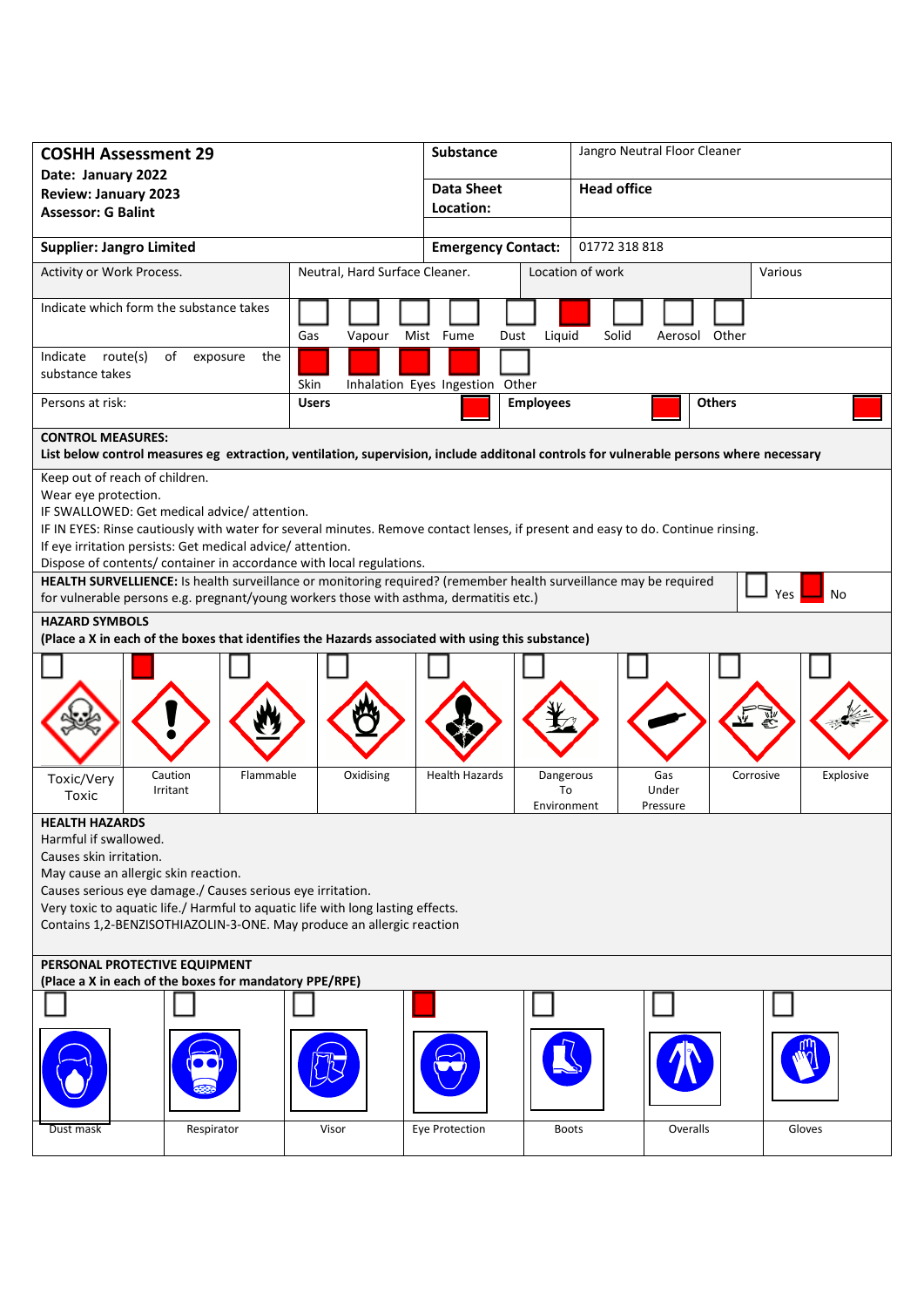| **COSHH Assessment 29**<br>**Date: January 2022**<br>**Review: January 2023**<br>**Assessor: G Balint** | **Substance** | Jangro Neutral Floor Cleaner |
|---|---|---|
| | **Data Sheet Location:** | **Head office** |
| **Supplier: Jangro Limited** | **Emergency Contact:** | 01772 318 818 |

| Activity or Work Process. | Neutral, Hard Surface Cleaner. | Location of work | Various |
|---|---|---|---|

**Indicate which form the substance takes**

| Gas | Vapour | Mist | Fume | Dust | Liquid | Solid | Aerosol | Other |
|---|---|---|---|---|---|---|---|---|
| | | | | | X | | | |

**Indicate route(s) of exposure the substance takes**

| Skin | Inhalation | Eyes | Ingestion | Other |
|---|---|---|---|---|
| X | X | X | X | |

**Persons at risk:**

| Users | Employees | Others |
|---|---|---|
| X | X | X |

**CONTROL MEASURES:**
**List below control measures eg extraction, ventilation, supervision, include additonal controls for vulnerable persons where necessary**

Keep out of reach of children.
Wear eye protection.
IF SWALLOWED: Get medical advice/ attention.
IF IN EYES: Rinse cautiously with water for several minutes. Remove contact lenses, if present and easy to do. Continue rinsing.
If eye irritation persists: Get medical advice/ attention.
Dispose of contents/ container in accordance with local regulations.

**HEALTH SURVELLIENCE:** Is health surveillance or monitoring required? (remember health surveillance may be required for vulnerable persons e.g. pregnant/young workers those with asthma, dermatitis etc.)

| Yes | No |
|---|---|
| | X |

**HAZARD SYMBOLS**
**(Place a X in each of the boxes that identifies the Hazards associated with using this substance)**

| Toxic/Very Toxic | Caution Irritant | Flammable | Oxidising | Health Hazards | Dangerous To Environment | Gas Under Pressure | Corrosive | Explosive |
|---|---|---|---|---|---|---|---|---|
| | X | | | | | | | |

**HEALTH HAZARDS**
Harmful if swallowed.
Causes skin irritation.
May cause an allergic skin reaction.
Causes serious eye damage./ Causes serious eye irritation.
Very toxic to aquatic life./ Harmful to aquatic life with long lasting effects.
Contains 1,2-BENZISOTHIAZOLIN-3-ONE. May produce an allergic reaction

**PERSONAL PROTECTIVE EQUIPMENT**
**(Place a X in each of the boxes for mandatory PPE/RPE)**

| Dust mask | Respirator | Visor | Eye Protection | Boots | Overalls | Gloves |
|---|---|---|---|---|---|---|
| | | | X | | | |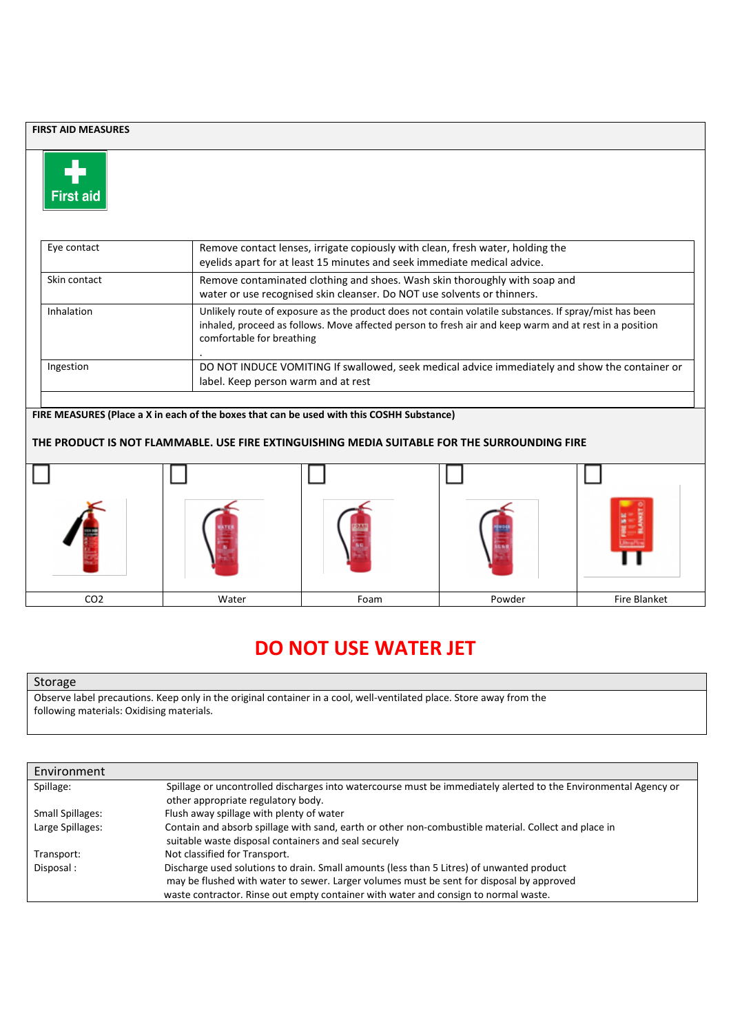**FIRST AID MEASURES**

First aid

| | |
|---|---|
| Eye contact | Remove contact lenses, irrigate copiously with clean, fresh water, holding the eyelids apart for at least 15 minutes and seek immediate medical advice. |
| Skin contact | Remove contaminated clothing and shoes. Wash skin thoroughly with soap and water or use recognised skin cleanser. Do NOT use solvents or thinners. |
| Inhalation | Unlikely route of exposure as the product does not contain volatile substances. If spray/mist has been inhaled, proceed as follows. Move affected person to fresh air and keep warm and at rest in a position comfortable for breathing<br>. |
| Ingestion | DO NOT INDUCE VOMITING If swallowed, seek medical advice immediately and show the container or label. Keep person warm and at rest |

**FIRE MEASURES (Place a X in each of the boxes that can be used with this COSHH Substance)**

**THE PRODUCT IS NOT FLAMMABLE. USE FIRE EXTINGUISHING MEDIA SUITABLE FOR THE SURROUNDING FIRE**

| ☐ | ☐ | ☐ | ☐ | ☐ |
|---|---|---|---|---|
| $CO_2$ | Water | Foam | Powder | Fire Blanket |

## DO NOT USE WATER JET

| Storage |
|---|
| Observe label precautions. Keep only in the original container in a cool, well-ventilated place. Store away from the following materials: Oxidising materials. |

| Environment | |
|---|---|
| Spillage: | Spillage or uncontrolled discharges into watercourse must be immediately alerted to the Environmental Agency or other appropriate regulatory body. |
| Small Spillages: | Flush away spillage with plenty of water |
| Large Spillages: | Contain and absorb spillage with sand, earth or other non-combustible material. Collect and place in suitable waste disposal containers and seal securely |
| Transport: | Not classified for Transport. |
| Disposal : | Discharge used solutions to drain. Small amounts (less than 5 Litres) of unwanted product may be flushed with water to sewer. Larger volumes must be sent for disposal by approved waste contractor. Rinse out empty container with water and consign to normal waste. |